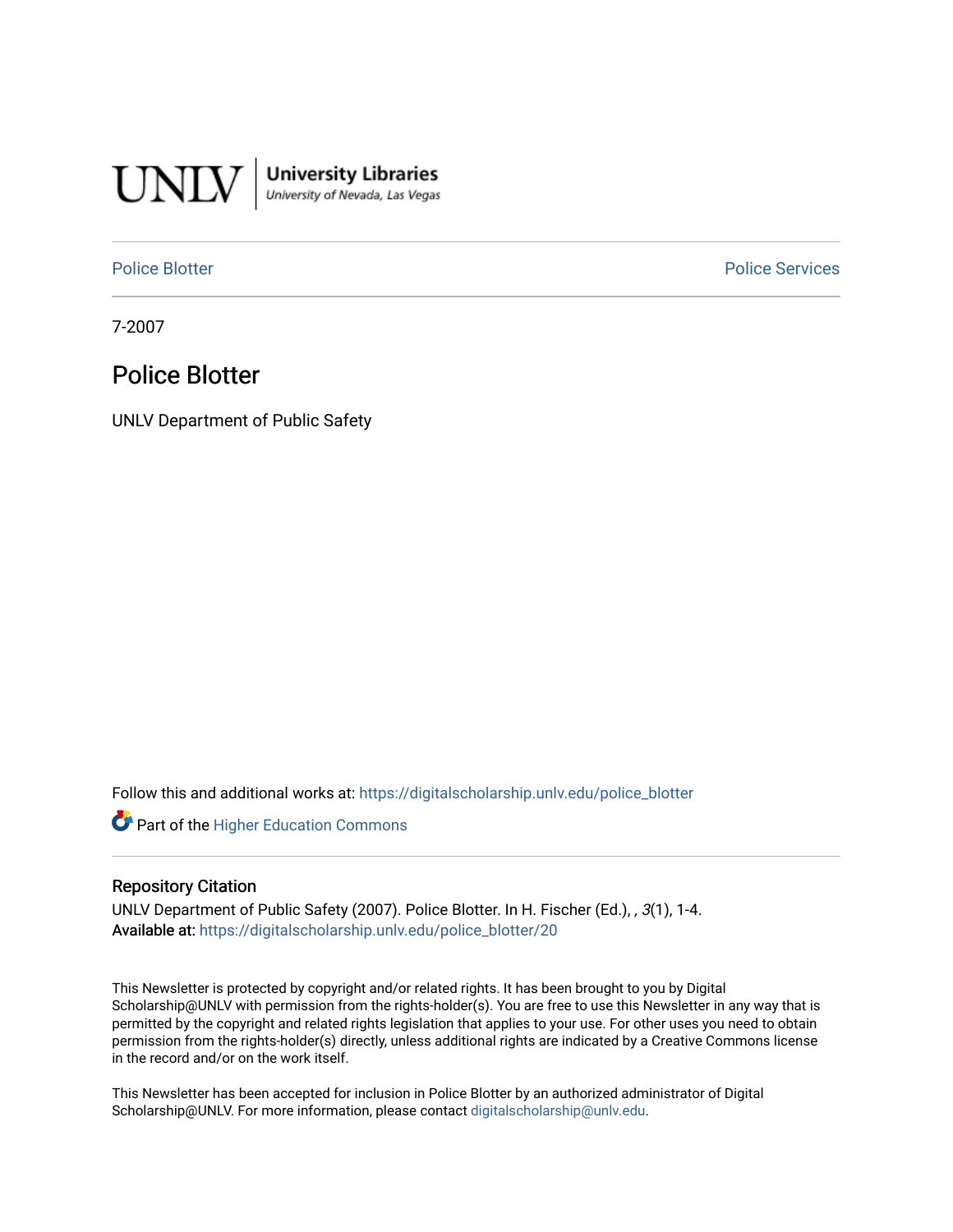UNLV | University Libraries
University of Nevada, Las Vegas

Police Blotter | Police Services

7-2007

# Police Blotter

UNLV Department of Public Safety

Follow this and additional works at: https://digitalscholarship.unlv.edu/police_blotter

Part of the Higher Education Commons

## Repository Citation

UNLV Department of Public Safety (2007). Police Blotter. In H. Fischer (Ed.), , *3*(1), 1-4.
**Available at:** https://digitalscholarship.unlv.edu/police_blotter/20

This Newsletter is protected by copyright and/or related rights. It has been brought to you by Digital Scholarship@UNLV with permission from the rights-holder(s). You are free to use this Newsletter in any way that is permitted by the copyright and related rights legislation that applies to your use. For other uses you need to obtain permission from the rights-holder(s) directly, unless additional rights are indicated by a Creative Commons license in the record and/or on the work itself.

This Newsletter has been accepted for inclusion in Police Blotter by an authorized administrator of Digital Scholarship@UNLV. For more information, please contact digitalscholarship@unlv.edu.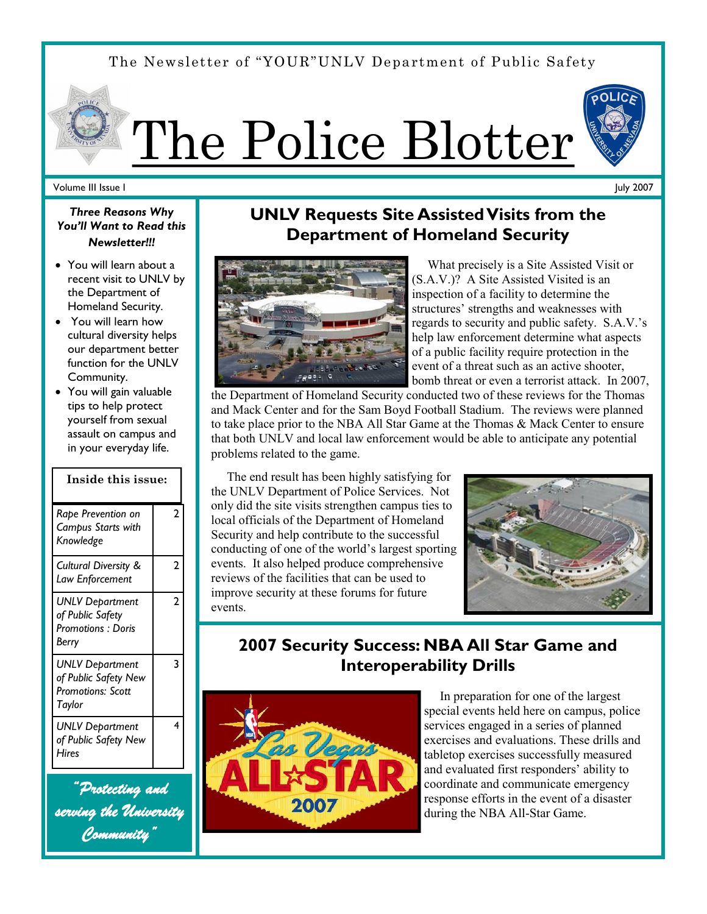The Newsletter of "YOUR"UNLV Department of Public Safety

# The Police Blotter

Volume III Issue I

July 2007

***Three Reasons Why You'll Want to Read this Newsletter!!!***

- You will learn about a recent visit to UNLV by the Department of Homeland Security.
- You will learn how cultural diversity helps our department better function for the UNLV Community.
- You will gain valuable tips to help protect yourself from sexual assault on campus and in your everyday life.

**Inside this issue:**

| | |
|---|---|
| *Rape Prevention on Campus Starts with Knowledge* | 2 |
| *Cultural Diversity & Law Enforcement* | 2 |
| *UNLV Department of Public Safety Promotions : Doris Berry* | 2 |
| *UNLV Department of Public Safety New Promotions: Scott Taylor* | 3 |
| *UNLV Department of Public Safety New Hires* | 4 |

*"Protecting and serving the University Community"*

## UNLV Requests Site Assisted Visits from the Department of Homeland Security

What precisely is a Site Assisted Visit or (S.A.V.)? A Site Assisted Visited is an inspection of a facility to determine the structures' strengths and weaknesses with regards to security and public safety. S.A.V.'s help law enforcement determine what aspects of a public facility require protection in the event of a threat such as an active shooter, bomb threat or even a terrorist attack. In 2007, the Department of Homeland Security conducted two of these reviews for the Thomas and Mack Center and for the Sam Boyd Football Stadium. The reviews were planned to take place prior to the NBA All Star Game at the Thomas & Mack Center to ensure that both UNLV and local law enforcement would be able to anticipate any potential problems related to the game.

The end result has been highly satisfying for the UNLV Department of Police Services. Not only did the site visits strengthen campus ties to local officials of the Department of Homeland Security and help contribute to the successful conducting of one of the world's largest sporting events. It also helped produce comprehensive reviews of the facilities that can be used to improve security at these forums for future events.

## 2007 Security Success: NBA All Star Game and Interoperability Drills

In preparation for one of the largest special events held here on campus, police services engaged in a series of planned exercises and evaluations. These drills and tabletop exercises successfully measured and evaluated first responders' ability to coordinate and communicate emergency response efforts in the event of a disaster during the NBA All-Star Game.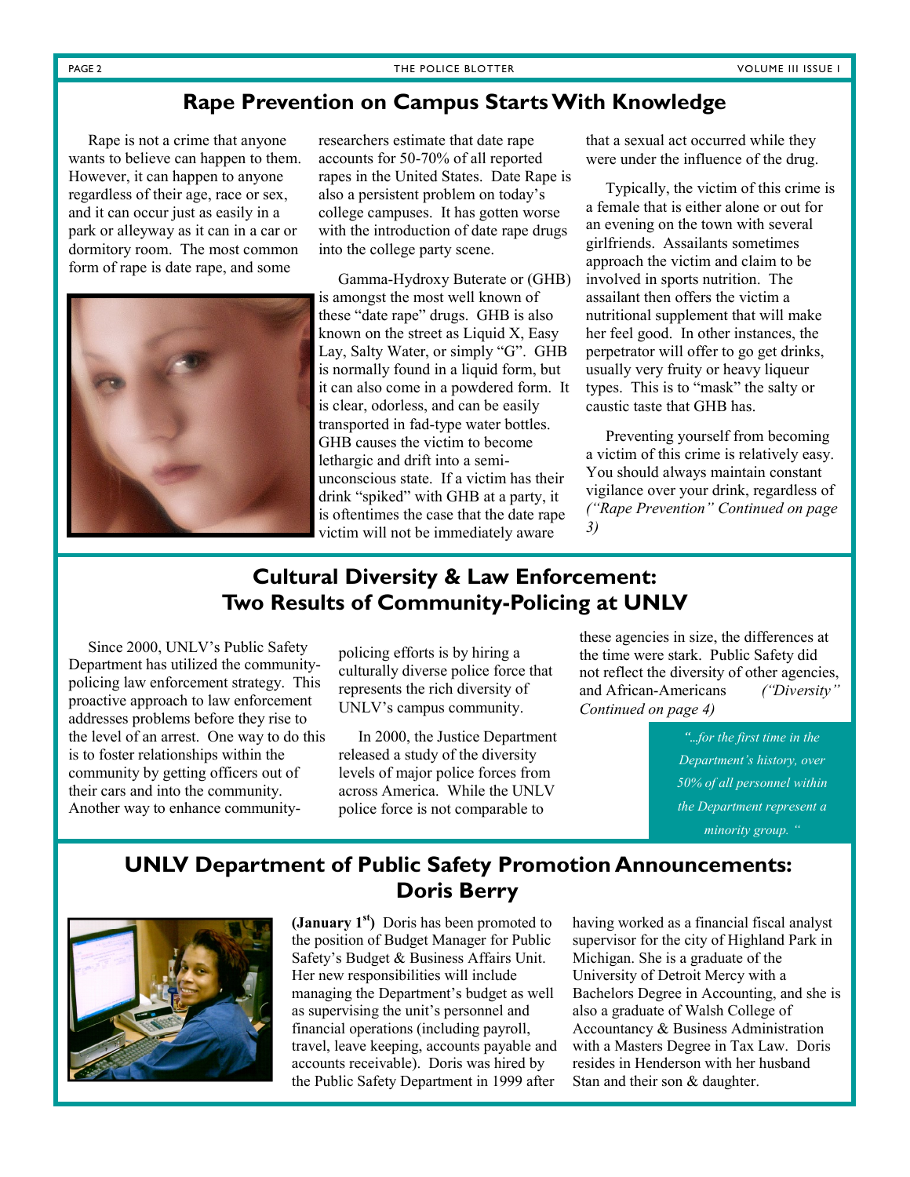## Rape Prevention on Campus Starts With Knowledge

Rape is not a crime that anyone wants to believe can happen to them. However, it can happen to anyone regardless of their age, race or sex, and it can occur just as easily in a park or alleyway as it can in a car or dormitory room. The most common form of rape is date rape, and some researchers estimate that date rape accounts for 50-70% of all reported rapes in the United States. Date Rape is also a persistent problem on today's college campuses. It has gotten worse with the introduction of date rape drugs into the college party scene.

Gamma-Hydroxy Buterate or (GHB) is amongst the most well known of these "date rape" drugs. GHB is also known on the street as Liquid X, Easy Lay, Salty Water, or simply "G". GHB is normally found in a liquid form, but it can also come in a powdered form. It is clear, odorless, and can be easily transported in fad-type water bottles. GHB causes the victim to become lethargic and drift into a semi-unconscious state. If a victim has their drink "spiked" with GHB at a party, it is oftentimes the case that the date rape victim will not be immediately aware that a sexual act occurred while they were under the influence of the drug.

Typically, the victim of this crime is a female that is either alone or out for an evening on the town with several girlfriends. Assailants sometimes approach the victim and claim to be involved in sports nutrition. The assailant then offers the victim a nutritional supplement that will make her feel good. In other instances, the perpetrator will offer to go get drinks, usually very fruity or heavy liqueur types. This is to "mask" the salty or caustic taste that GHB has.

Preventing yourself from becoming a victim of this crime is relatively easy. You should always maintain constant vigilance over your drink, regardless of *("Rape Prevention" Continued on page 3)*

## Cultural Diversity & Law Enforcement: Two Results of Community-Policing at UNLV

Since 2000, UNLV's Public Safety Department has utilized the community-policing law enforcement strategy. This proactive approach to law enforcement addresses problems before they rise to the level of an arrest. One way to do this is to foster relationships within the community by getting officers out of their cars and into the community. Another way to enhance community-policing efforts is by hiring a culturally diverse police force that represents the rich diversity of UNLV's campus community.

In 2000, the Justice Department released a study of the diversity levels of major police forces from across America. While the UNLV police force is not comparable to these agencies in size, the differences at the time were stark. Public Safety did not reflect the diversity of other agencies, and African-Americans *("Diversity" Continued on page 4)*

*"...for the first time in the Department's history, over 50% of all personnel within the Department represent a minority group. "*

## UNLV Department of Public Safety Promotion Announcements: Doris Berry

**(January 1st)** Doris has been promoted to the position of Budget Manager for Public Safety's Budget & Business Affairs Unit. Her new responsibilities will include managing the Department's budget as well as supervising the unit's personnel and financial operations (including payroll, travel, leave keeping, accounts payable and accounts receivable). Doris was hired by the Public Safety Department in 1999 after having worked as a financial fiscal analyst supervisor for the city of Highland Park in Michigan. She is a graduate of the University of Detroit Mercy with a Bachelors Degree in Accounting, and she is also a graduate of Walsh College of Accountancy & Business Administration with a Masters Degree in Tax Law. Doris resides in Henderson with her husband Stan and their son & daughter.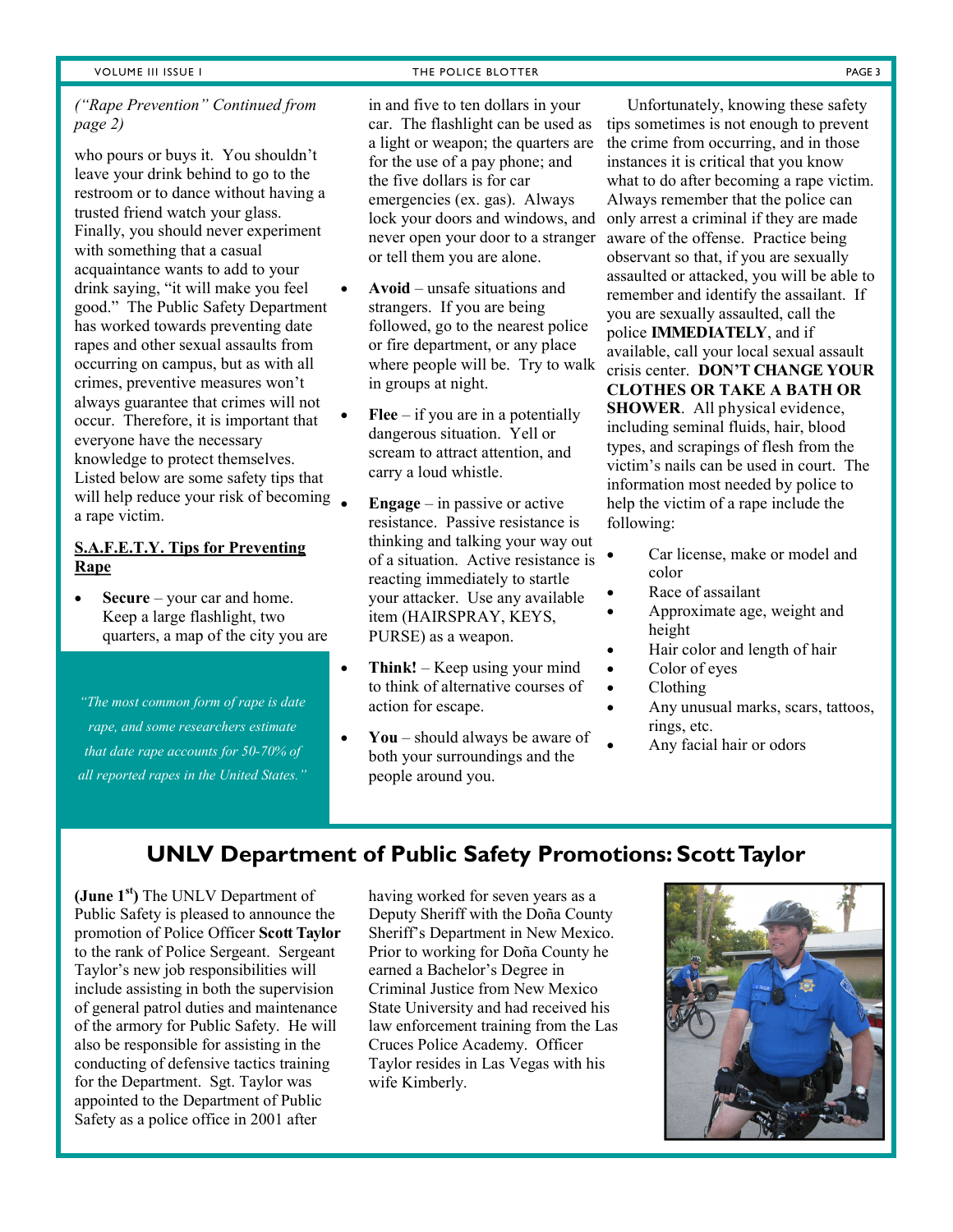*("Rape Prevention" Continued from page 2)*

who pours or buys it. You shouldn't leave your drink behind to go to the restroom or to dance without having a trusted friend watch your glass. Finally, you should never experiment with something that a casual acquaintance wants to add to your drink saying, "it will make you feel good." The Public Safety Department has worked towards preventing date rapes and other sexual assaults from occurring on campus, but as with all crimes, preventive measures won't always guarantee that crimes will not occur. Therefore, it is important that everyone have the necessary knowledge to protect themselves. Listed below are some safety tips that will help reduce your risk of becoming a rape victim.

**S.A.F.E.T.Y. Tips for Preventing Rape**

- **Secure** – your car and home. Keep a large flashlight, two quarters, a map of the city you are in and five to ten dollars in your car. The flashlight can be used as a light or weapon; the quarters are for the use of a pay phone; and the five dollars is for car emergencies (ex. gas). Always lock your doors and windows, and never open your door to a stranger or tell them you are alone.
- **Avoid** – unsafe situations and strangers. If you are being followed, go to the nearest police or fire department, or any place where people will be. Try to walk in groups at night.
- **Flee** – if you are in a potentially dangerous situation. Yell or scream to attract attention, and carry a loud whistle.
- **Engage** – in passive or active resistance. Passive resistance is thinking and talking your way out of a situation. Active resistance is reacting immediately to startle your attacker. Use any available item (HAIRSPRAY, KEYS, PURSE) as a weapon.
- **Think!** – Keep using your mind to think of alternative courses of action for escape.
- **You** – should always be aware of both your surroundings and the people around you.

*"The most common form of rape is date rape, and some researchers estimate that date rape accounts for 50-70% of all reported rapes in the United States."*

Unfortunately, knowing these safety tips sometimes is not enough to prevent the crime from occurring, and in those instances it is critical that you know what to do after becoming a rape victim. Always remember that the police can only arrest a criminal if they are made aware of the offense. Practice being observant so that, if you are sexually assaulted or attacked, you will be able to remember and identify the assailant. If you are sexually assaulted, call the police **IMMEDIATELY**, and if available, call your local sexual assault crisis center. **DON'T CHANGE YOUR CLOTHES OR TAKE A BATH OR SHOWER**. All physical evidence, including seminal fluids, hair, blood types, and scrapings of flesh from the victim's nails can be used in court. The information most needed by police to help the victim of a rape include the following:

- Car license, make or model and color
- Race of assailant
- Approximate age, weight and height
- Hair color and length of hair
- Color of eyes
- Clothing
- Any unusual marks, scars, tattoos, rings, etc.
- Any facial hair or odors

## UNLV Department of Public Safety Promotions: Scott Taylor

**(June 1st)** The UNLV Department of Public Safety is pleased to announce the promotion of Police Officer **Scott Taylor** to the rank of Police Sergeant. Sergeant Taylor's new job responsibilities will include assisting in both the supervision of general patrol duties and maintenance of the armory for Public Safety. He will also be responsible for assisting in the conducting of defensive tactics training for the Department. Sgt. Taylor was appointed to the Department of Public Safety as a police office in 2001 after having worked for seven years as a Deputy Sheriff with the Doña County Sheriff's Department in New Mexico. Prior to working for Doña County he earned a Bachelor's Degree in Criminal Justice from New Mexico State University and had received his law enforcement training from the Las Cruces Police Academy. Officer Taylor resides in Las Vegas with his wife Kimberly.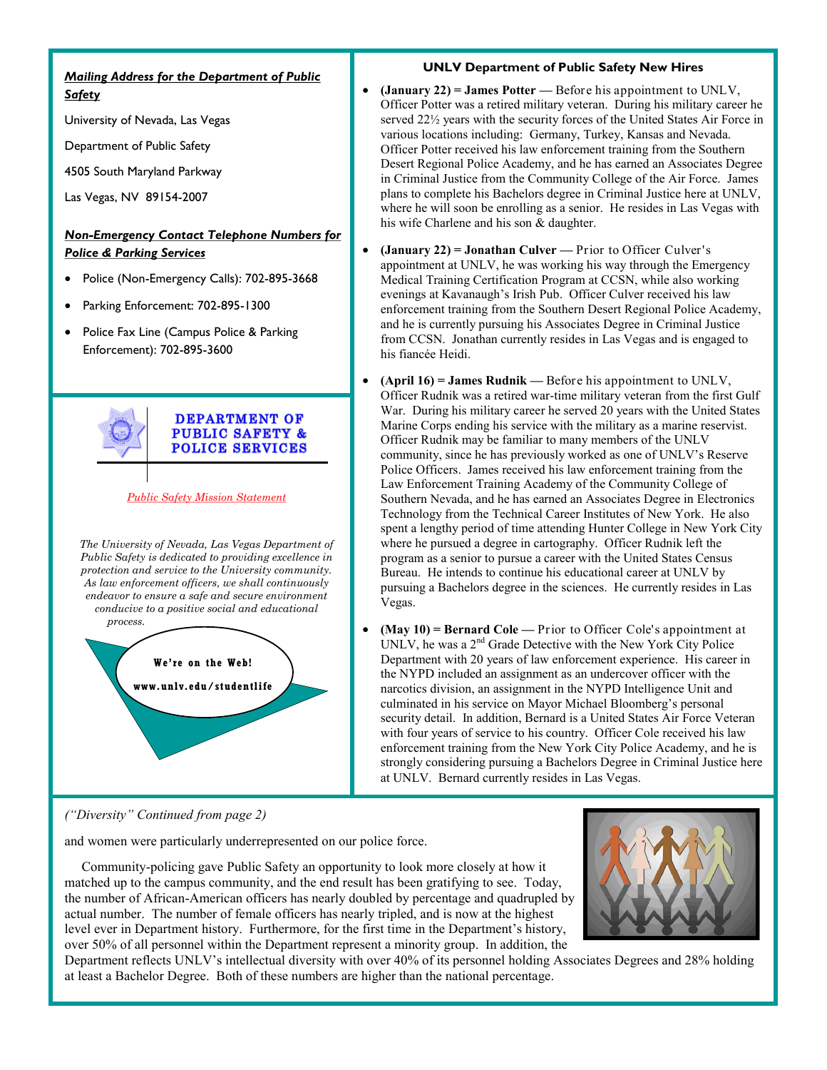***Mailing Address for the Department of Public Safety***

University of Nevada, Las Vegas

Department of Public Safety

4505 South Maryland Parkway

Las Vegas, NV 89154-2007

***Non-Emergency Contact Telephone Numbers for Police & Parking Services***

- Police (Non-Emergency Calls): 702-895-3668
- Parking Enforcement: 702-895-1300
- Police Fax Line (Campus Police & Parking Enforcement): 702-895-3600

**DEPARTMENT OF PUBLIC SAFETY & POLICE SERVICES**

*Public Safety Mission Statement*

*The University of Nevada, Las Vegas Department of Public Safety is dedicated to providing excellence in protection and service to the University community. As law enforcement officers, we shall continuously endeavor to ensure a safe and secure environment conducive to a positive social and educational process.*

**We're on the Web!**

**www.unlv.edu/studentlife**

## UNLV Department of Public Safety New Hires

- **(January 22) = James Potter —** Before his appointment to UNLV, Officer Potter was a retired military veteran. During his military career he served 22½ years with the security forces of the United States Air Force in various locations including: Germany, Turkey, Kansas and Nevada. Officer Potter received his law enforcement training from the Southern Desert Regional Police Academy, and he has earned an Associates Degree in Criminal Justice from the Community College of the Air Force. James plans to complete his Bachelors degree in Criminal Justice here at UNLV, where he will soon be enrolling as a senior. He resides in Las Vegas with his wife Charlene and his son & daughter.

- **(January 22) = Jonathan Culver —** Prior to Officer Culver's appointment at UNLV, he was working his way through the Emergency Medical Training Certification Program at CCSN, while also working evenings at Kavanaugh's Irish Pub. Officer Culver received his law enforcement training from the Southern Desert Regional Police Academy, and he is currently pursuing his Associates Degree in Criminal Justice from CCSN. Jonathan currently resides in Las Vegas and is engaged to his fiancée Heidi.

- **(April 16) = James Rudnik —** Before his appointment to UNLV, Officer Rudnik was a retired war-time military veteran from the first Gulf War. During his military career he served 20 years with the United States Marine Corps ending his service with the military as a marine reservist. Officer Rudnik may be familiar to many members of the UNLV community, since he has previously worked as one of UNLV's Reserve Police Officers. James received his law enforcement training from the Law Enforcement Training Academy of the Community College of Southern Nevada, and he has earned an Associates Degree in Electronics Technology from the Technical Career Institutes of New York. He also spent a lengthy period of time attending Hunter College in New York City where he pursued a degree in cartography. Officer Rudnik left the program as a senior to pursue a career with the United States Census Bureau. He intends to continue his educational career at UNLV by pursuing a Bachelors degree in the sciences. He currently resides in Las Vegas.

- **(May 10) = Bernard Cole —** Prior to Officer Cole's appointment at UNLV, he was a 2nd Grade Detective with the New York City Police Department with 20 years of law enforcement experience. His career in the NYPD included an assignment as an undercover officer with the narcotics division, an assignment in the NYPD Intelligence Unit and culminated in his service on Mayor Michael Bloomberg's personal security detail. In addition, Bernard is a United States Air Force Veteran with four years of service to his country. Officer Cole received his law enforcement training from the New York City Police Academy, and he is strongly considering pursuing a Bachelors Degree in Criminal Justice here at UNLV. Bernard currently resides in Las Vegas.

*("Diversity" Continued from page 2)*

and women were particularly underrepresented on our police force.

Community-policing gave Public Safety an opportunity to look more closely at how it matched up to the campus community, and the end result has been gratifying to see. Today, the number of African-American officers has nearly doubled by percentage and quadrupled by actual number. The number of female officers has nearly tripled, and is now at the highest level ever in Department history. Furthermore, for the first time in the Department's history, over 50% of all personnel within the Department represent a minority group. In addition, the Department reflects UNLV's intellectual diversity with over 40% of its personnel holding Associates Degrees and 28% holding at least a Bachelor Degree. Both of these numbers are higher than the national percentage.